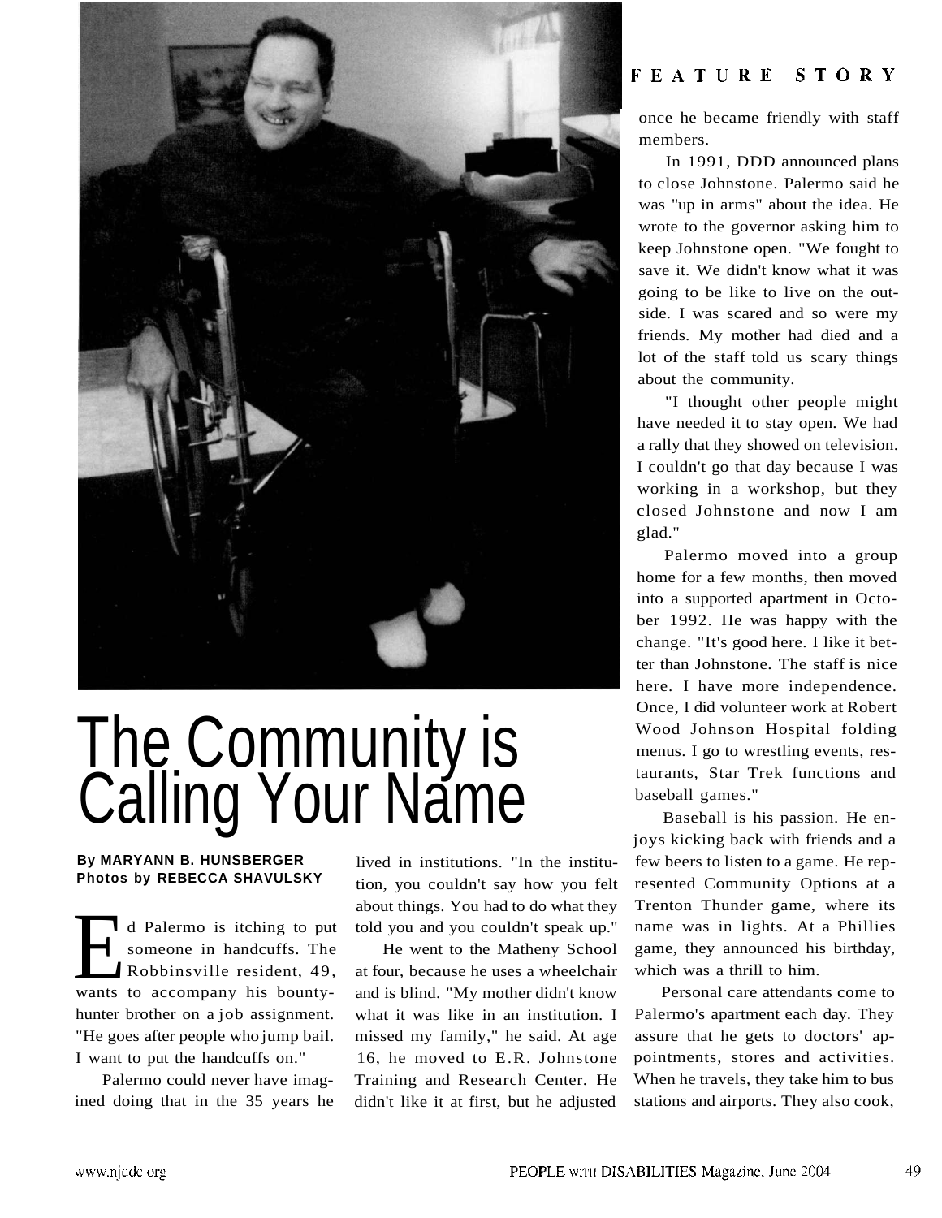FEATURE STORY

# The Community is Calling Your Name

**By MARYANN B. HUNSBERGER**
**Photos by REBECCA SHAVULSKY**

Ed Palermo is itching to put someone in handcuffs. The Robbinsville resident, 49, wants to accompany his bounty-hunter brother on a job assignment. "He goes after people who jump bail. I want to put the handcuffs on."

Palermo could never have imagined doing that in the 35 years he lived in institutions. "In the institution, you couldn't say how you felt about things. You had to do what they told you and you couldn't speak up."

He went to the Matheny School at four, because he uses a wheelchair and is blind. "My mother didn't know what it was like in an institution. I missed my family," he said. At age 16, he moved to E.R. Johnstone Training and Research Center. He didn't like it at first, but he adjusted once he became friendly with staff members.

In 1991, DDD announced plans to close Johnstone. Palermo said he was "up in arms" about the idea. He wrote to the governor asking him to keep Johnstone open. "We fought to save it. We didn't know what it was going to be like to live on the outside. I was scared and so were my friends. My mother had died and a lot of the staff told us scary things about the community.

"I thought other people might have needed it to stay open. We had a rally that they showed on television. I couldn't go that day because I was working in a workshop, but they closed Johnstone and now I am glad."

Palermo moved into a group home for a few months, then moved into a supported apartment in October 1992. He was happy with the change. "It's good here. I like it better than Johnstone. The staff is nice here. I have more independence. Once, I did volunteer work at Robert Wood Johnson Hospital folding menus. I go to wrestling events, restaurants, Star Trek functions and baseball games."

Baseball is his passion. He enjoys kicking back with friends and a few beers to listen to a game. He represented Community Options at a Trenton Thunder game, where its name was in lights. At a Phillies game, they announced his birthday, which was a thrill to him.

Personal care attendants come to Palermo's apartment each day. They assure that he gets to doctors' appointments, stores and activities. When he travels, they take him to bus stations and airports. They also cook,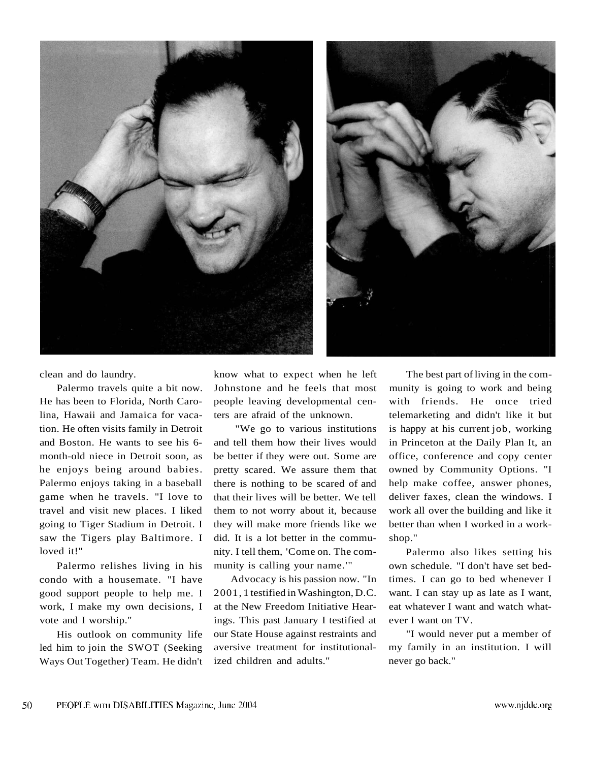clean and do laundry.

Palermo travels quite a bit now. He has been to Florida, North Carolina, Hawaii and Jamaica for vacation. He often visits family in Detroit and Boston. He wants to see his 6-month-old niece in Detroit soon, as he enjoys being around babies. Palermo enjoys taking in a baseball game when he travels. "I love to travel and visit new places. I liked going to Tiger Stadium in Detroit. I saw the Tigers play Baltimore. I loved it!"

Palermo relishes living in his condo with a housemate. "I have good support people to help me. I work, I make my own decisions, I vote and I worship."

His outlook on community life led him to join the SWOT (Seeking Ways Out Together) Team. He didn't know what to expect when he left Johnstone and he feels that most people leaving developmental centers are afraid of the unknown.

"We go to various institutions and tell them how their lives would be better if they were out. Some are pretty scared. We assure them that there is nothing to be scared of and that their lives will be better. We tell them to not worry about it, because they will make more friends like we did. It is a lot better in the community. I tell them, 'Come on. The community is calling your name.'"

Advocacy is his passion now. "In 2001, I testified in Washington, D.C. at the New Freedom Initiative Hearings. This past January I testified at our State House against restraints and aversive treatment for institutionalized children and adults."

The best part of living in the community is going to work and being with friends. He once tried telemarketing and didn't like it but is happy at his current job, working in Princeton at the Daily Plan It, an office, conference and copy center owned by Community Options. "I help make coffee, answer phones, deliver faxes, clean the windows. I work all over the building and like it better than when I worked in a workshop."

Palermo also likes setting his own schedule. "I don't have set bedtimes. I can go to bed whenever I want. I can stay up as late as I want, eat whatever I want and watch whatever I want on TV.

"I would never put a member of my family in an institution. I will never go back."